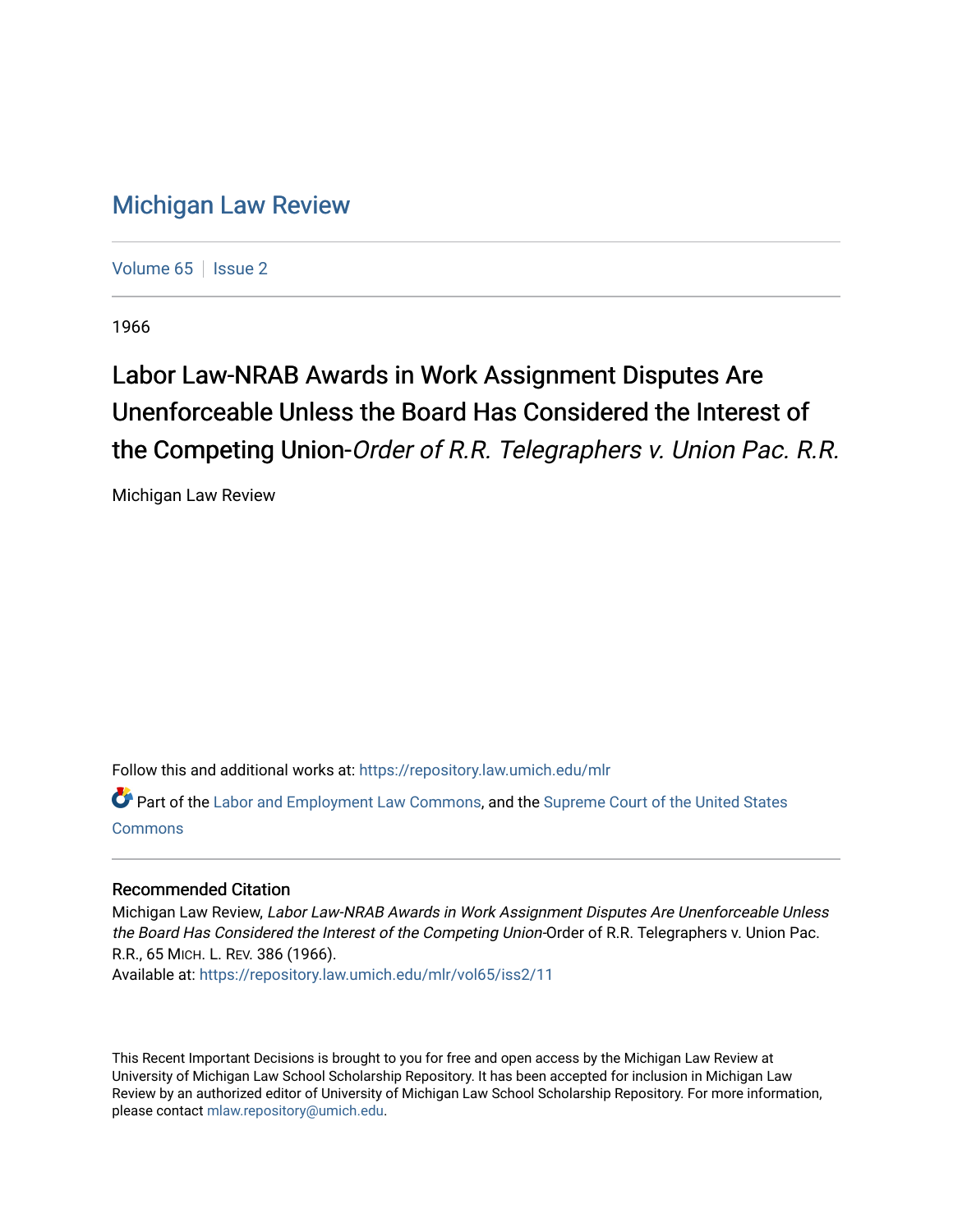# Michigan Law Review

Volume 65 | Issue 2

1966

## Labor Law-NRAB Awards in Work Assignment Disputes Are Unenforceable Unless the Board Has Considered the Interest of the Competing Union-*Order of R.R. Telegraphers v. Union Pac. R.R.*

Michigan Law Review

Follow this and additional works at: https://repository.law.umich.edu/mlr

Part of the Labor and Employment Law Commons, and the Supreme Court of the United States Commons

### Recommended Citation

Michigan Law Review, *Labor Law-NRAB Awards in Work Assignment Disputes Are Unenforceable Unless the Board Has Considered the Interest of the Competing Union*-Order of R.R. Telegraphers v. Union Pac. R.R., 65 MICH. L. REV. 386 (1966).
Available at: https://repository.law.umich.edu/mlr/vol65/iss2/11

This Recent Important Decisions is brought to you for free and open access by the Michigan Law Review at University of Michigan Law School Scholarship Repository. It has been accepted for inclusion in Michigan Law Review by an authorized editor of University of Michigan Law School Scholarship Repository. For more information, please contact mlaw.repository@umich.edu.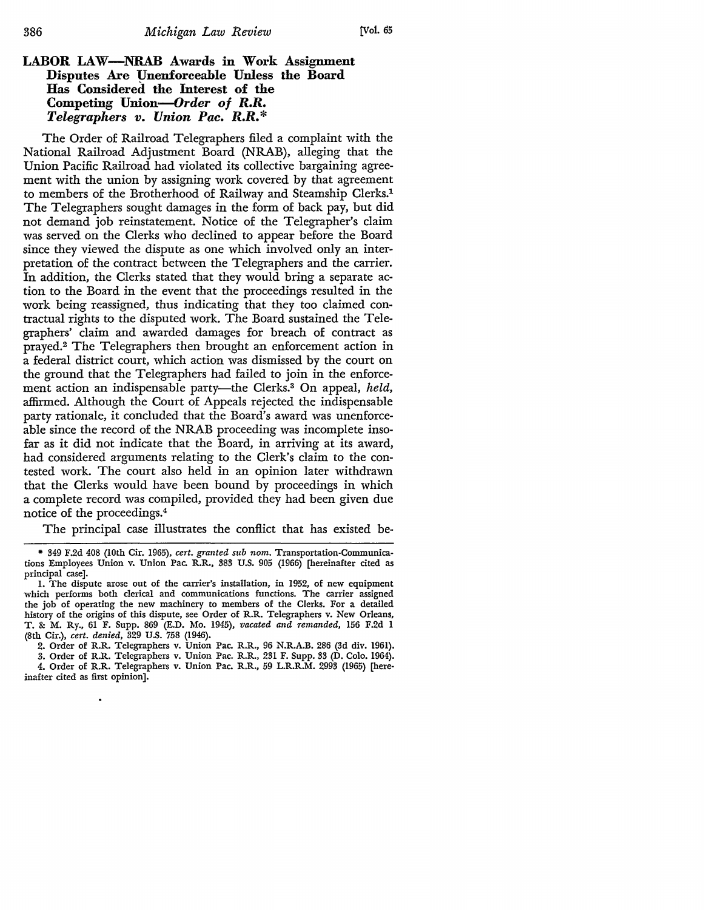## LABOR LAW—NRAB Awards in Work Assignment Disputes Are Unenforceable Unless the Board Has Considered the Interest of the Competing Union—*Order of R.R. Telegraphers v. Union Pac. R.R.*\*

The Order of Railroad Telegraphers filed a complaint with the National Railroad Adjustment Board (NRAB), alleging that the Union Pacific Railroad had violated its collective bargaining agreement with the union by assigning work covered by that agreement to members of the Brotherhood of Railway and Steamship Clerks.[1] The Telegraphers sought damages in the form of back pay, but did not demand job reinstatement. Notice of the Telegrapher's claim was served on the Clerks who declined to appear before the Board since they viewed the dispute as one which involved only an interpretation of the contract between the Telegraphers and the carrier. In addition, the Clerks stated that they would bring a separate action to the Board in the event that the proceedings resulted in the work being reassigned, thus indicating that they too claimed contractual rights to the disputed work. The Board sustained the Telegraphers' claim and awarded damages for breach of contract as prayed.[2] The Telegraphers then brought an enforcement action in a federal district court, which action was dismissed by the court on the ground that the Telegraphers had failed to join in the enforcement action an indispensable party—the Clerks.[3] On appeal, *held*, affirmed. Although the Court of Appeals rejected the indispensable party rationale, it concluded that the Board's award was unenforceable since the record of the NRAB proceeding was incomplete insofar as it did not indicate that the Board, in arriving at its award, had considered arguments relating to the Clerk's claim to the contested work. The court also held in an opinion later withdrawn that the Clerks would have been bound by proceedings in which a complete record was compiled, provided they had been given due notice of the proceedings.[4]

The principal case illustrates the conflict that has existed be-

---

\* 349 F.2d 408 (10th Cir. 1965), *cert. granted sub nom.* Transportation-Communications Employees Union v. Union Pac. R.R., 383 U.S. 905 (1966) [hereinafter cited as principal case].

1. The dispute arose out of the carrier's installation, in 1952, of new equipment which performs both clerical and communications functions. The carrier assigned the job of operating the new machinery to members of the Clerks. For a detailed history of the origins of this dispute, see Order of R.R. Telegraphers v. New Orleans, T. & M. Ry., 61 F. Supp. 869 (E.D. Mo. 1945), *vacated and remanded*, 156 F.2d 1 (8th Cir.), *cert. denied*, 329 U.S. 758 (1946).

2. Order of R.R. Telegraphers v. Union Pac. R.R., 96 N.R.A.B. 286 (3d div. 1961).

3. Order of R.R. Telegraphers v. Union Pac. R.R., 231 F. Supp. 33 (D. Colo. 1964).

4. Order of R.R. Telegraphers v. Union Pac. R.R., 59 L.R.R.M. 2993 (1965) [hereinafter cited as first opinion].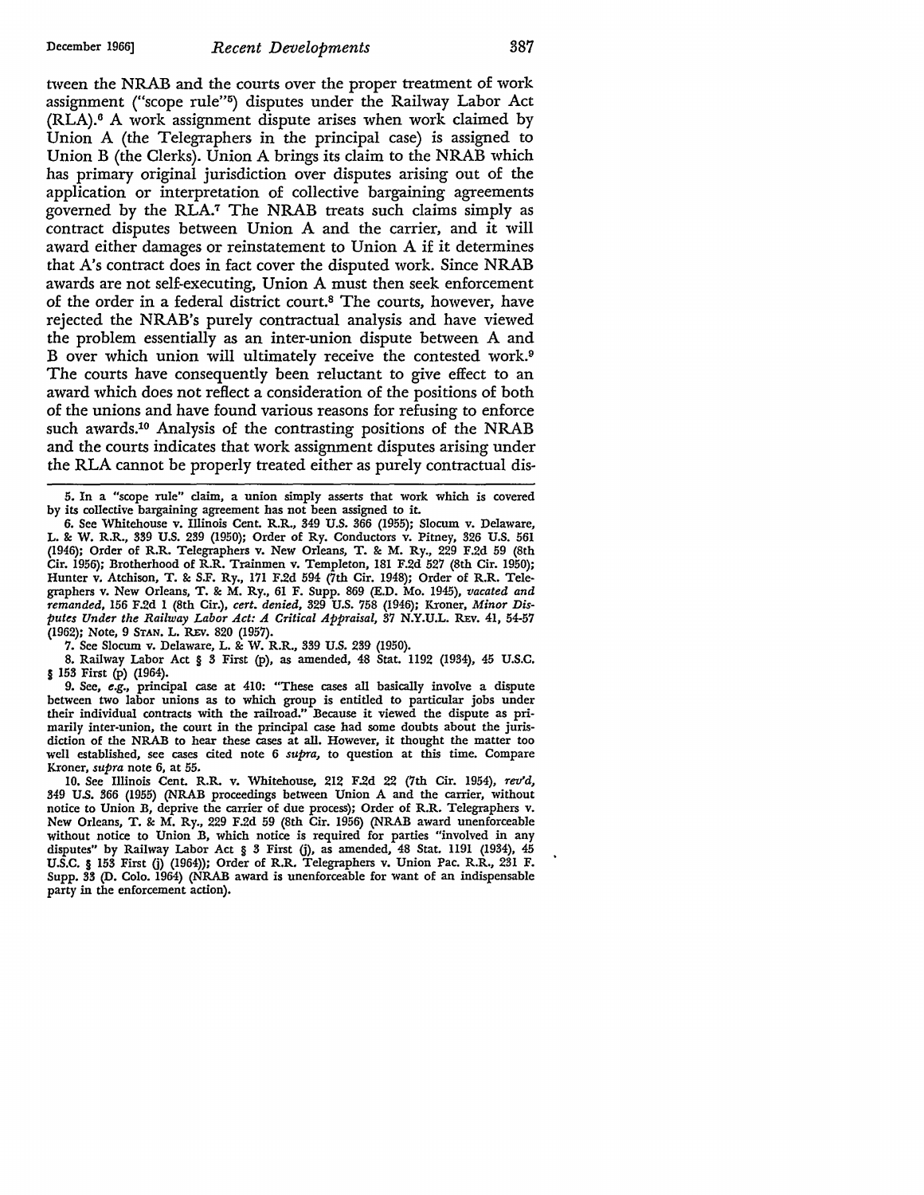tween the NRAB and the courts over the proper treatment of work assignment ("scope rule"[5]) disputes under the Railway Labor Act (RLA).[6] A work assignment dispute arises when work claimed by Union A (the Telegraphers in the principal case) is assigned to Union B (the Clerks). Union A brings its claim to the NRAB which has primary original jurisdiction over disputes arising out of the application or interpretation of collective bargaining agreements governed by the RLA.[7] The NRAB treats such claims simply as contract disputes between Union A and the carrier, and it will award either damages or reinstatement to Union A if it determines that A's contract does in fact cover the disputed work. Since NRAB awards are not self-executing, Union A must then seek enforcement of the order in a federal district court.[8] The courts, however, have rejected the NRAB's purely contractual analysis and have viewed the problem essentially as an inter-union dispute between A and B over which union will ultimately receive the contested work.[9] The courts have consequently been reluctant to give effect to an award which does not reflect a consideration of the positions of both of the unions and have found various reasons for refusing to enforce such awards.[10] Analysis of the contrasting positions of the NRAB and the courts indicates that work assignment disputes arising under the RLA cannot be properly treated either as purely contractual dis-

---

5. In a "scope rule" claim, a union simply asserts that work which is covered by its collective bargaining agreement has not been assigned to it.

6. See Whitehouse v. Illinois Cent. R.R., 349 U.S. 366 (1955); Slocum v. Delaware, L. & W. R.R., 339 U.S. 239 (1950); Order of Ry. Conductors v. Pitney, 326 U.S. 561 (1946); Order of R.R. Telegraphers v. New Orleans, T. & M. Ry., 229 F.2d 59 (8th Cir. 1956); Brotherhood of R.R. Trainmen v. Templeton, 181 F.2d 527 (8th Cir. 1950); Hunter v. Atchison, T. & S.F. Ry., 171 F.2d 594 (7th Cir. 1948); Order of R.R. Telegraphers v. New Orleans, T. & M. Ry., 61 F. Supp. 869 (E.D. Mo. 1945), *vacated and remanded*, 156 F.2d 1 (8th Cir.), *cert. denied*, 329 U.S. 758 (1946); Kroner, *Minor Disputes Under the Railway Labor Act: A Critical Appraisal*, 37 N.Y.U.L. REV. 41, 54-57 (1962); Note, 9 STAN. L. REV. 820 (1957).

7. See Slocum v. Delaware, L. & W. R.R., 339 U.S. 239 (1950).

8. Railway Labor Act § 3 First (p), as amended, 48 Stat. 1192 (1934), 45 U.S.C. § 153 First (p) (1964).

9. See, *e.g.*, principal case at 410: "These cases all basically involve a dispute between two labor unions as to which group is entitled to particular jobs under their individual contracts with the railroad." Because it viewed the dispute as primarily inter-union, the court in the principal case had some doubts about the jurisdiction of the NRAB to hear these cases at all. However, it thought the matter too well established, see cases cited note 6 *supra*, to question at this time. Compare Kroner, *supra* note 6, at 55.

10. See Illinois Cent. R.R. v. Whitehouse, 212 F.2d 22 (7th Cir. 1954), *rev'd*, 349 U.S. 366 (1955) (NRAB proceedings between Union A and the carrier, without notice to Union B, deprive the carrier of due process); Order of R.R. Telegraphers v. New Orleans, T. & M. Ry., 229 F.2d 59 (8th Cir. 1956) (NRAB award unenforceable without notice to Union B, which notice is required for parties "involved in any disputes" by Railway Labor Act § 3 First (j), as amended, 48 Stat. 1191 (1934), 45 U.S.C. § 153 First (j) (1964)); Order of R.R. Telegraphers v. Union Pac. R.R., 231 F. Supp. 33 (D. Colo. 1964) (NRAB award is unenforceable for want of an indispensable party in the enforcement action).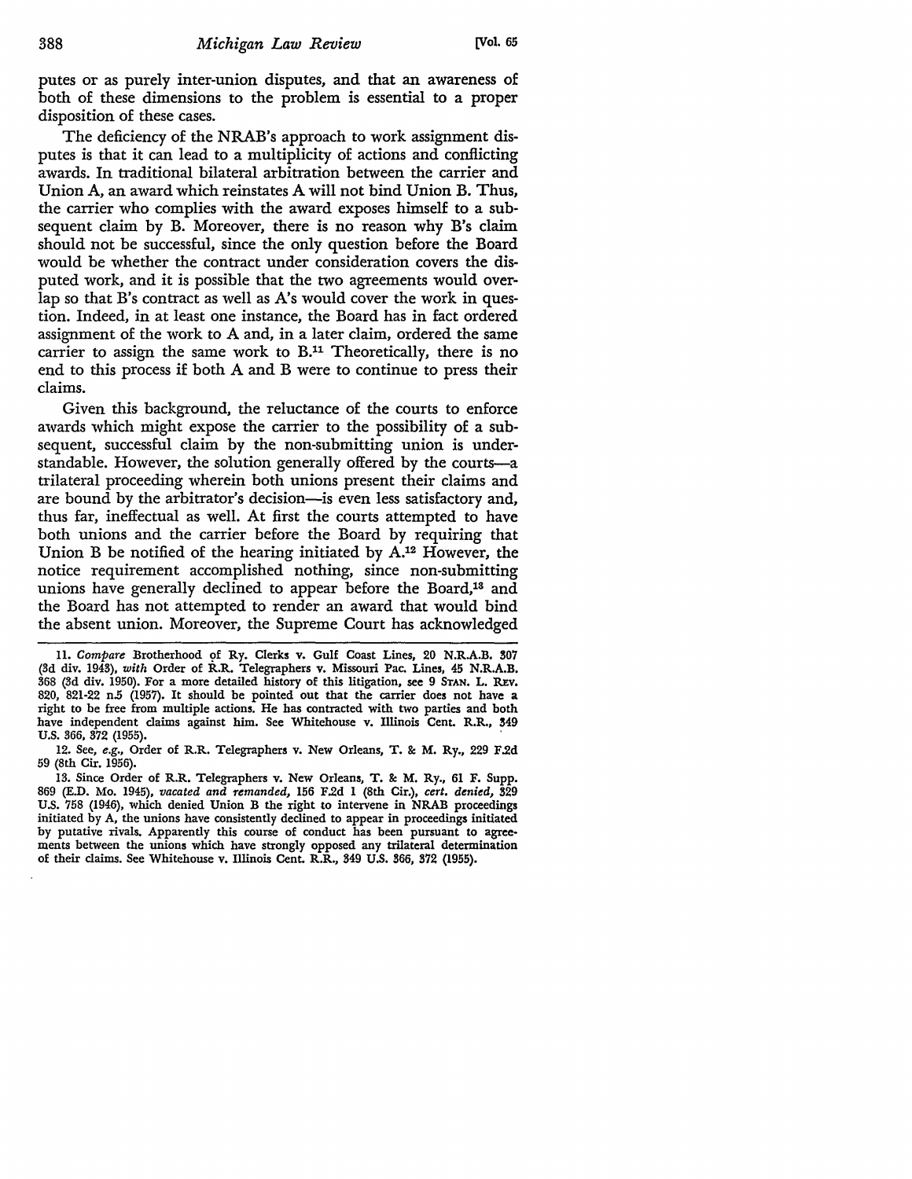putes or as purely inter-union disputes, and that an awareness of both of these dimensions to the problem is essential to a proper disposition of these cases.

The deficiency of the NRAB's approach to work assignment disputes is that it can lead to a multiplicity of actions and conflicting awards. In traditional bilateral arbitration between the carrier and Union A, an award which reinstates A will not bind Union B. Thus, the carrier who complies with the award exposes himself to a subsequent claim by B. Moreover, there is no reason why B's claim should not be successful, since the only question before the Board would be whether the contract under consideration covers the disputed work, and it is possible that the two agreements would overlap so that B's contract as well as A's would cover the work in question. Indeed, in at least one instance, the Board has in fact ordered assignment of the work to A and, in a later claim, ordered the same carrier to assign the same work to B.[11] Theoretically, there is no end to this process if both A and B were to continue to press their claims.

Given this background, the reluctance of the courts to enforce awards which might expose the carrier to the possibility of a subsequent, successful claim by the non-submitting union is understandable. However, the solution generally offered by the courts—a trilateral proceeding wherein both unions present their claims and are bound by the arbitrator's decision—is even less satisfactory and, thus far, ineffectual as well. At first the courts attempted to have both unions and the carrier before the Board by requiring that Union B be notified of the hearing initiated by A.[12] However, the notice requirement accomplished nothing, since non-submitting unions have generally declined to appear before the Board,[13] and the Board has not attempted to render an award that would bind the absent union. Moreover, the Supreme Court has acknowledged

11. *Compare* Brotherhood of Ry. Clerks v. Gulf Coast Lines, 20 N.R.A.B. 307 (3d div. 1943), *with* Order of R.R. Telegraphers v. Missouri Pac. Lines, 45 N.R.A.B. 368 (3d div. 1950). For a more detailed history of this litigation, see 9 STAN. L. REV. 820, 821-22 n.5 (1957). It should be pointed out that the carrier does not have a right to be free from multiple actions. He has contracted with two parties and both have independent claims against him. See Whitehouse v. Illinois Cent. R.R., 349 U.S. 366, 372 (1955).

12. See, *e.g.*, Order of R.R. Telegraphers v. New Orleans, T. & M. Ry., 229 F.2d 59 (8th Cir. 1956).

13. Since Order of R.R. Telegraphers v. New Orleans, T. & M. Ry., 61 F. Supp. 869 (E.D. Mo. 1945), *vacated and remanded*, 156 F.2d 1 (8th Cir.), *cert. denied*, 329 U.S. 758 (1946), which denied Union B the right to intervene in NRAB proceedings initiated by A, the unions have consistently declined to appear in proceedings initiated by putative rivals. Apparently this course of conduct has been pursuant to agreements between the unions which have strongly opposed any trilateral determination of their claims. See Whitehouse v. Illinois Cent. R.R., 349 U.S. 366, 372 (1955).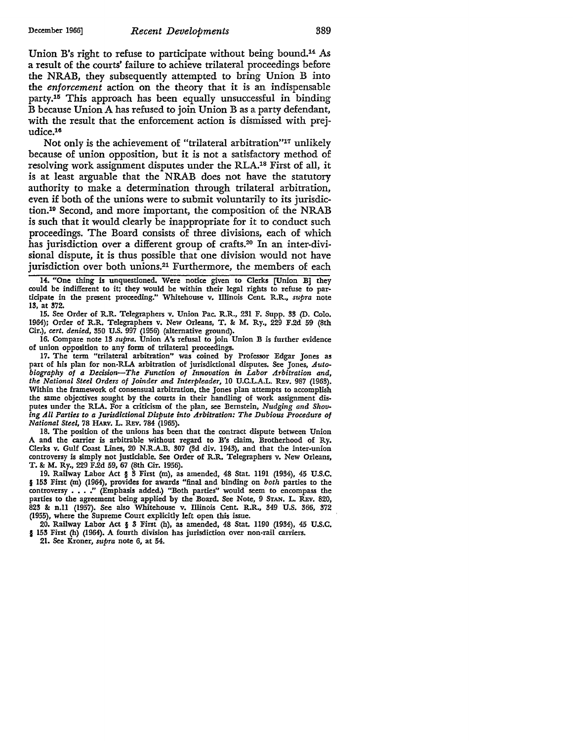Union B's right to refuse to participate without being bound.[14] As a result of the courts' failure to achieve trilateral proceedings before the NRAB, they subsequently attempted to bring Union B into the *enforcement* action on the theory that it is an indispensable party.[15] This approach has been equally unsuccessful in binding B because Union A has refused to join Union B as a party defendant, with the result that the enforcement action is dismissed with prejudice.[16]

Not only is the achievement of "trilateral arbitration"[17] unlikely because of union opposition, but it is not a satisfactory method of resolving work assignment disputes under the RLA.[18] First of all, it is at least arguable that the NRAB does not have the statutory authority to make a determination through trilateral arbitration, even if both of the unions were to submit voluntarily to its jurisdiction.[19] Second, and more important, the composition of the NRAB is such that it would clearly be inappropriate for it to conduct such proceedings. The Board consists of three divisions, each of which has jurisdiction over a different group of crafts.[20] In an inter-divisional dispute, it is thus possible that one division would not have jurisdiction over both unions.[21] Furthermore, the members of each

---

14. "One thing is unquestioned. Were notice given to Clerks [Union B] they could be indifferent to it; they would be within their legal rights to refuse to participate in the present proceeding." Whitehouse v. Illinois Cent. R.R., *supra* note 13, at 372.

15. See Order of R.R. Telegraphers v. Union Pac. R.R., 231 F. Supp. 33 (D. Colo. 1964); Order of R.R. Telegraphers v. New Orleans, T. & M. Ry., 229 F.2d 59 (8th Cir.), *cert. denied*, 350 U.S. 997 (1956) (alternative ground).

16. Compare note 13 *supra*. Union A's refusal to join Union B is further evidence of union opposition to any form of trilateral proceedings.

17. The term "trilateral arbitration" was coined by Professor Edgar Jones as part of his plan for non-RLA arbitration of jurisdictional disputes. See Jones, *Autobiography of a Decision—The Function of Innovation in Labor Arbitration and, the National Steel Orders of Joinder and Interpleader*, 10 U.C.L.A.L. Rev. 987 (1963). Within the framework of consensual arbitration, the Jones plan attempts to accomplish the same objectives sought by the courts in their handling of work assignment disputes under the RLA. For a criticism of the plan, see Bernstein, *Nudging and Shoving All Parties to a Jurisdictional Dispute into Arbitration: The Dubious Procedure of National Steel*, 78 Harv. L. Rev. 784 (1965).

18. The position of the unions has been that the contract dispute between Union A and the carrier is arbitrable without regard to B's claim, Brotherhood of Ry. Clerks v. Gulf Coast Lines, 20 N.R.A.B. 307 (3d div. 1943), and that the inter-union controversy is simply not justiciable. See Order of R.R. Telegraphers v. New Orleans, T. & M. Ry., 229 F.2d 59, 67 (8th Cir. 1956).

19. Railway Labor Act § 3 First (m), as amended, 48 Stat. 1191 (1934), 45 U.S.C. § 153 First (m) (1964), provides for awards "final and binding on *both* parties to the controversy . . . ." (Emphasis added.) "Both parties" would seem to encompass the parties to the agreement being applied by the Board. See Note, 9 Stan. L. Rev. 820, 823 & n.11 (1957). See also Whitehouse v. Illinois Cent. R.R., 349 U.S. 366, 372 (1955), where the Supreme Court explicitly left open this issue.

20. Railway Labor Act § 3 First (h), as amended, 48 Stat. 1190 (1934), 45 U.S.C. § 153 First (h) (1964). A fourth division has jurisdiction over non-rail carriers.

21. See Kroner, *supra* note 6, at 54.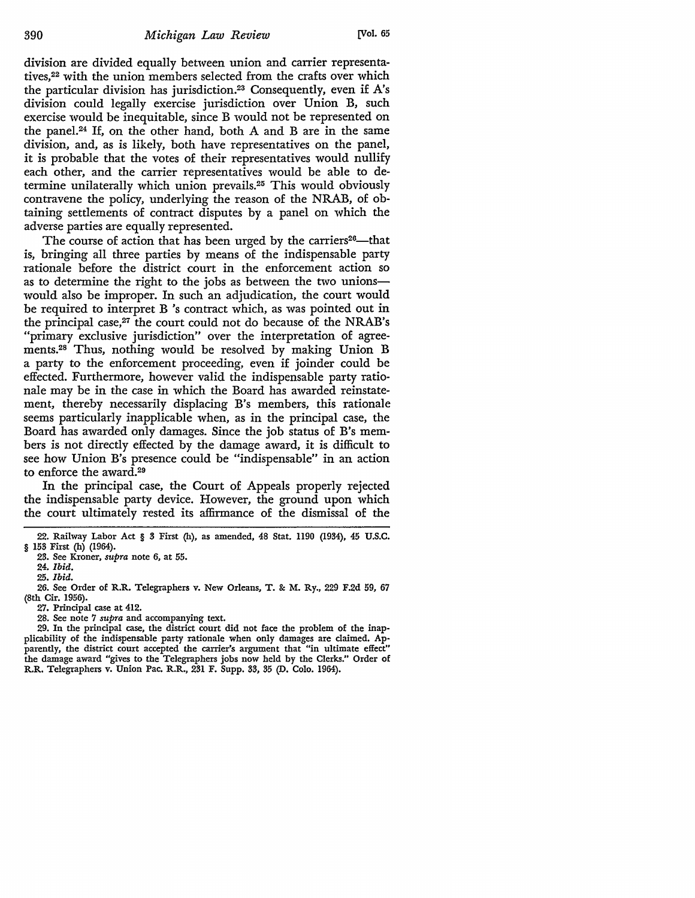division are divided equally between union and carrier representatives,[22] with the union members selected from the crafts over which the particular division has jurisdiction.[23] Consequently, even if A's division could legally exercise jurisdiction over Union B, such exercise would be inequitable, since B would not be represented on the panel.[24] If, on the other hand, both A and B are in the same division, and, as is likely, both have representatives on the panel, it is probable that the votes of their representatives would nullify each other, and the carrier representatives would be able to determine unilaterally which union prevails.[25] This would obviously contravene the policy, underlying the reason of the NRAB, of obtaining settlements of contract disputes by a panel on which the adverse parties are equally represented.

The course of action that has been urged by the carriers[26]—that is, bringing all three parties by means of the indispensable party rationale before the district court in the enforcement action so as to determine the right to the jobs as between the two unions—would also be improper. In such an adjudication, the court would be required to interpret B 's contract which, as was pointed out in the principal case,[27] the court could not do because of the NRAB's "primary exclusive jurisdiction" over the interpretation of agreements.[28] Thus, nothing would be resolved by making Union B a party to the enforcement proceeding, even if joinder could be effected. Furthermore, however valid the indispensable party rationale may be in the case in which the Board has awarded reinstatement, thereby necessarily displacing B's members, this rationale seems particularly inapplicable when, as in the principal case, the Board has awarded only damages. Since the job status of B's members is not directly effected by the damage award, it is difficult to see how Union B's presence could be "indispensable" in an action to enforce the award.[29]

In the principal case, the Court of Appeals properly rejected the indispensable party device. However, the ground upon which the court ultimately rested its affirmance of the dismissal of the

---

22. Railway Labor Act § 3 First (h), as amended, 48 Stat. 1190 (1934), 45 U.S.C. § 153 First (h) (1964).

23. See Kroner, *supra* note 6, at 55.

24. *Ibid.*

25. *Ibid.*

26. See Order of R.R. Telegraphers v. New Orleans, T. & M. Ry., 229 F.2d 59, 67 (8th Cir. 1956).

27. Principal case at 412.

28. See note 7 *supra* and accompanying text.

29. In the principal case, the district court did not face the problem of the inapplicability of the indispensable party rationale when only damages are claimed. Apparently, the district court accepted the carrier's argument that "in ultimate effect" the damage award "gives to the Telegraphers jobs now held by the Clerks." Order of R.R. Telegraphers v. Union Pac. R.R., 231 F. Supp. 33, 35 (D. Colo. 1964).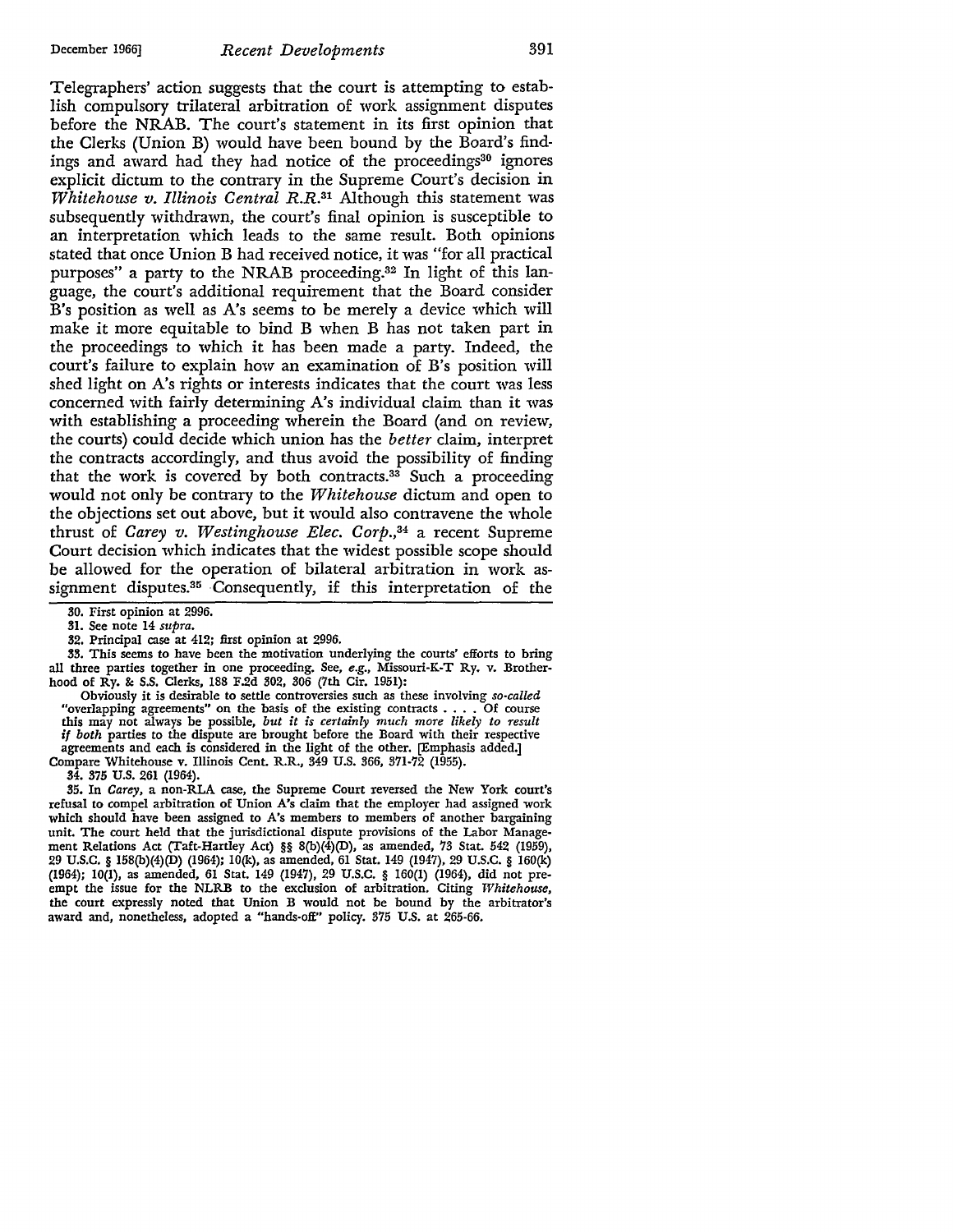Telegraphers' action suggests that the court is attempting to establish compulsory trilateral arbitration of work assignment disputes before the NRAB. The court's statement in its first opinion that the Clerks (Union B) would have been bound by the Board's findings and award had they had notice of the proceedings[30] ignores explicit dictum to the contrary in the Supreme Court's decision in *Whitehouse v. Illinois Central R.R.*[31] Although this statement was subsequently withdrawn, the court's final opinion is susceptible to an interpretation which leads to the same result. Both opinions stated that once Union B had received notice, it was "for all practical purposes" a party to the NRAB proceeding.[32] In light of this language, the court's additional requirement that the Board consider B's position as well as A's seems to be merely a device which will make it more equitable to bind B when B has not taken part in the proceedings to which it has been made a party. Indeed, the court's failure to explain how an examination of B's position will shed light on A's rights or interests indicates that the court was less concerned with fairly determining A's individual claim than it was with establishing a proceeding wherein the Board (and on review, the courts) could decide which union has the *better* claim, interpret the contracts accordingly, and thus avoid the possibility of finding that the work is covered by both contracts.[33] Such a proceeding would not only be contrary to the *Whitehouse* dictum and open to the objections set out above, but it would also contravene the whole thrust of *Carey v. Westinghouse Elec. Corp.*,[34] a recent Supreme Court decision which indicates that the widest possible scope should be allowed for the operation of bilateral arbitration in work assignment disputes.[35] Consequently, if this interpretation of the

---

30. First opinion at 2996.

31. See note 14 *supra*.

32. Principal case at 412; first opinion at 2996.

33. This seems to have been the motivation underlying the courts' efforts to bring all three parties together in one proceeding. See, *e.g.*, Missouri-K-T Ry. v. Brotherhood of Ry. & S.S. Clerks, 188 F.2d 302, 306 (7th Cir. 1951):

> Obviously it is desirable to settle controversies such as these involving *so-called* "overlapping agreements" on the basis of the existing contracts . . . . Of course this may not always be possible, *but it is certainly much more likely to result if both* parties to the dispute are brought before the Board with their respective agreements and each is considered in the light of the other. [Emphasis added.]

Compare Whitehouse v. Illinois Cent. R.R., 349 U.S. 366, 371-72 (1955).

34. 375 U.S. 261 (1964).

35. In *Carey*, a non-RLA case, the Supreme Court reversed the New York court's refusal to compel arbitration of Union A's claim that the employer had assigned work which should have been assigned to A's members to members of another bargaining unit. The court held that the jurisdictional dispute provisions of the Labor Management Relations Act (Taft-Hartley Act) §§ 8(b)(4)(D), as amended, 73 Stat. 542 (1959), 29 U.S.C. § 158(b)(4)(D) (1964); 10(k), as amended, 61 Stat. 149 (1947), 29 U.S.C. § 160(k) (1964); 10(l), as amended, 61 Stat. 149 (1947), 29 U.S.C. § 160(l) (1964), did not preempt the issue for the NLRB to the exclusion of arbitration. Citing *Whitehouse*, the court expressly noted that Union B would not be bound by the arbitrator's award and, nonetheless, adopted a "hands-off" policy. 375 U.S. at 265-66.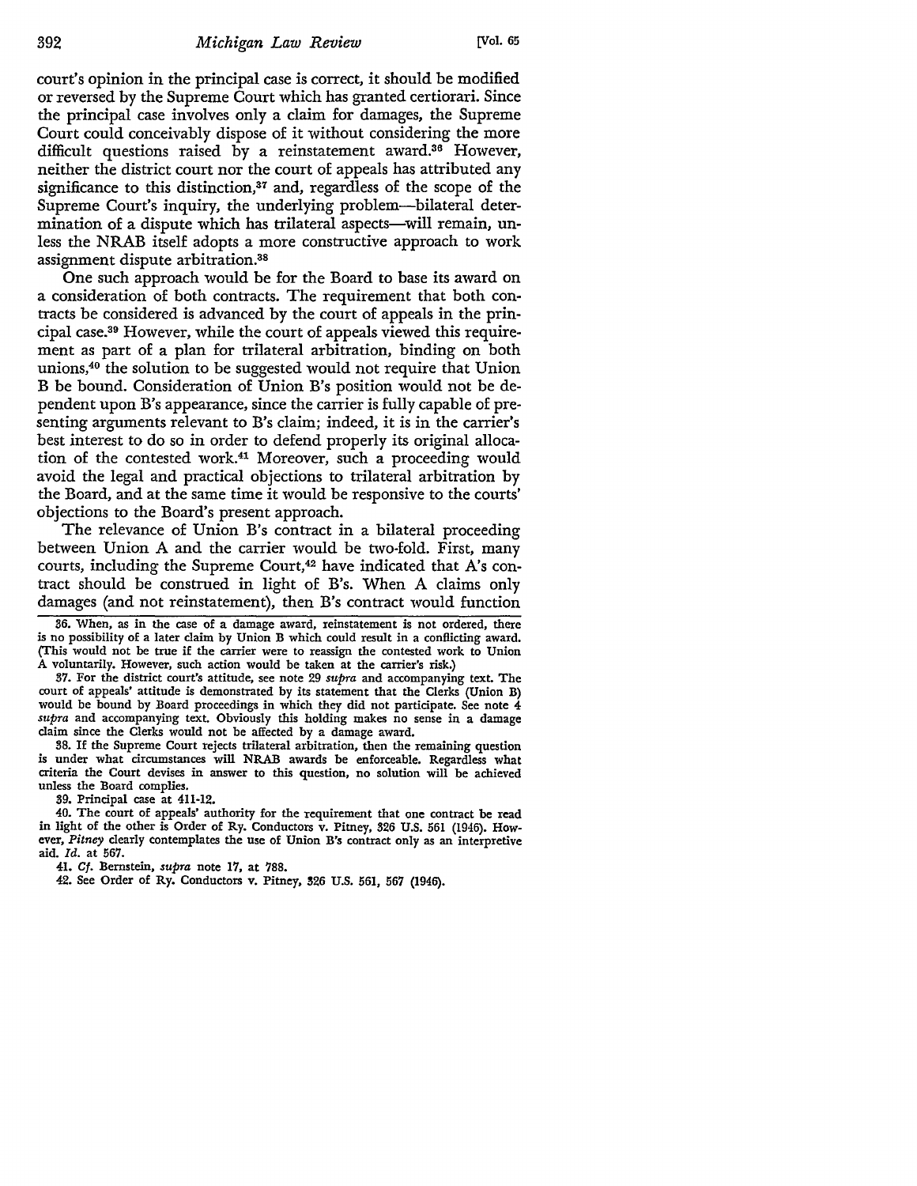court's opinion in the principal case is correct, it should be modified or reversed by the Supreme Court which has granted certiorari. Since the principal case involves only a claim for damages, the Supreme Court could conceivably dispose of it without considering the more difficult questions raised by a reinstatement award.[36] However, neither the district court nor the court of appeals has attributed any significance to this distinction,[37] and, regardless of the scope of the Supreme Court's inquiry, the underlying problem—bilateral determination of a dispute which has trilateral aspects—will remain, unless the NRAB itself adopts a more constructive approach to work assignment dispute arbitration.[38]

One such approach would be for the Board to base its award on a consideration of both contracts. The requirement that both contracts be considered is advanced by the court of appeals in the principal case.[39] However, while the court of appeals viewed this requirement as part of a plan for trilateral arbitration, binding on both unions,[40] the solution to be suggested would not require that Union B be bound. Consideration of Union B's position would not be dependent upon B's appearance, since the carrier is fully capable of presenting arguments relevant to B's claim; indeed, it is in the carrier's best interest to do so in order to defend properly its original allocation of the contested work.[41] Moreover, such a proceeding would avoid the legal and practical objections to trilateral arbitration by the Board, and at the same time it would be responsive to the courts' objections to the Board's present approach.

The relevance of Union B's contract in a bilateral proceeding between Union A and the carrier would be two-fold. First, many courts, including the Supreme Court,[42] have indicated that A's contract should be construed in light of B's. When A claims only damages (and not reinstatement), then B's contract would function

---

36. When, as in the case of a damage award, reinstatement is not ordered, there is no possibility of a later claim by Union B which could result in a conflicting award. (This would not be true if the carrier were to reassign the contested work to Union A voluntarily. However, such action would be taken at the carrier's risk.)

37. For the district court's attitude, see note 29 *supra* and accompanying text. The court of appeals' attitude is demonstrated by its statement that the Clerks (Union B) would be bound by Board proceedings in which they did not participate. See note 4 *supra* and accompanying text. Obviously this holding makes no sense in a damage claim since the Clerks would not be affected by a damage award.

38. If the Supreme Court rejects trilateral arbitration, then the remaining question is under what circumstances will NRAB awards be enforceable. Regardless what criteria the Court devises in answer to this question, no solution will be achieved unless the Board complies.

39. Principal case at 411-12.

40. The court of appeals' authority for the requirement that one contract be read in light of the other is Order of Ry. Conductors v. Pitney, 326 U.S. 561 (1946). However, *Pitney* clearly contemplates the use of Union B's contract only as an interpretive aid. *Id.* at 567.

41. *Cf.* Bernstein, *supra* note 17, at 788.

42. See Order of Ry. Conductors v. Pitney, 326 U.S. 561, 567 (1946).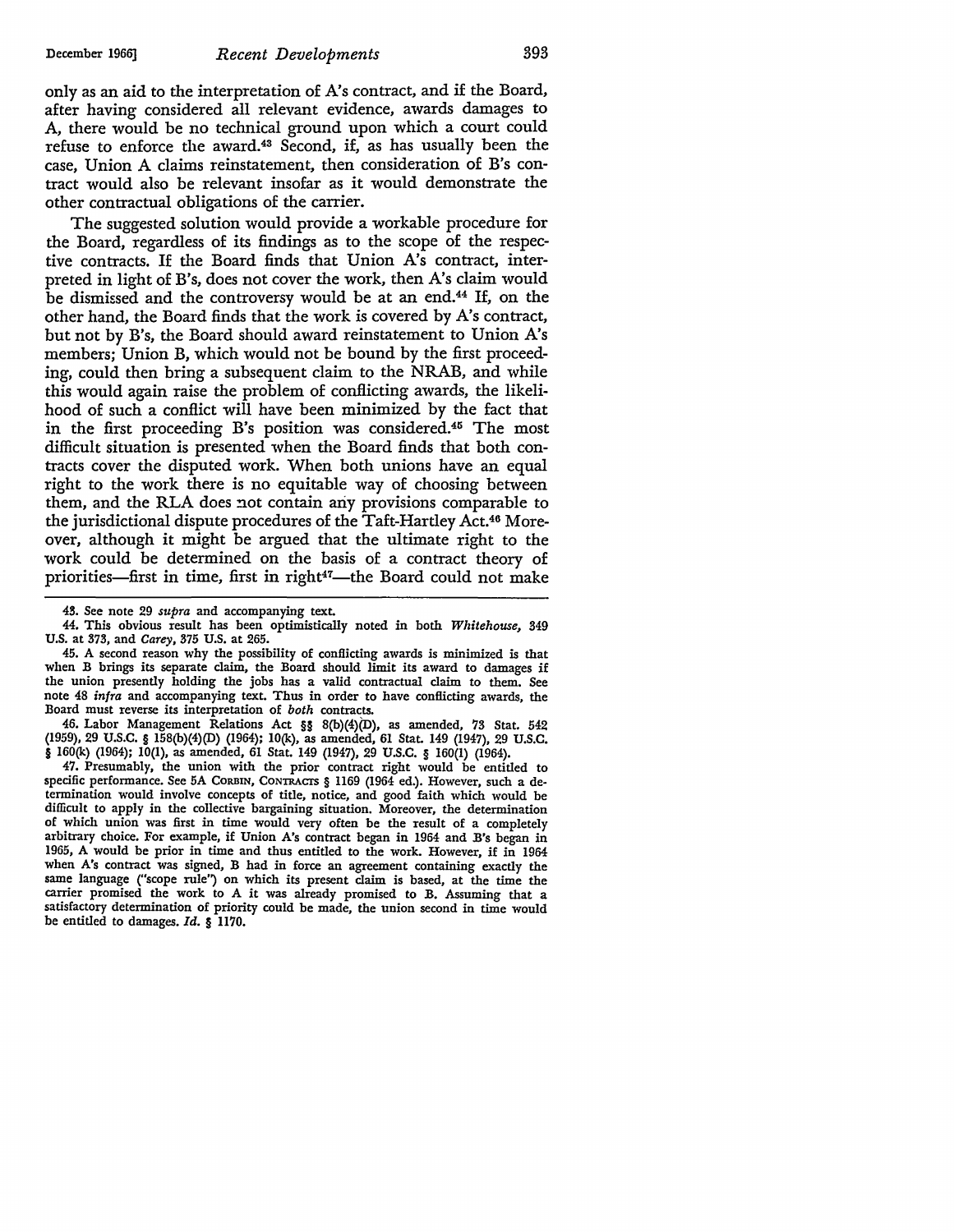only as an aid to the interpretation of A's contract, and if the Board, after having considered all relevant evidence, awards damages to A, there would be no technical ground upon which a court could refuse to enforce the award.[43] Second, if, as has usually been the case, Union A claims reinstatement, then consideration of B's contract would also be relevant insofar as it would demonstrate the other contractual obligations of the carrier.

The suggested solution would provide a workable procedure for the Board, regardless of its findings as to the scope of the respective contracts. If the Board finds that Union A's contract, interpreted in light of B's, does not cover the work, then A's claim would be dismissed and the controversy would be at an end.[44] If, on the other hand, the Board finds that the work is covered by A's contract, but not by B's, the Board should award reinstatement to Union A's members; Union B, which would not be bound by the first proceeding, could then bring a subsequent claim to the NRAB, and while this would again raise the problem of conflicting awards, the likelihood of such a conflict will have been minimized by the fact that in the first proceeding B's position was considered.[45] The most difficult situation is presented when the Board finds that both contracts cover the disputed work. When both unions have an equal right to the work there is no equitable way of choosing between them, and the RLA does not contain any provisions comparable to the jurisdictional dispute procedures of the Taft-Hartley Act.[46] Moreover, although it might be argued that the ultimate right to the work could be determined on the basis of a contract theory of priorities—first in time, first in right[47]—the Board could not make

---

43. See note 29 *supra* and accompanying text.

44. This obvious result has been optimistically noted in both *Whitehouse*, 349 U.S. at 373, and *Carey*, 375 U.S. at 265.

45. A second reason why the possibility of conflicting awards is minimized is that when B brings its separate claim, the Board should limit its award to damages if the union presently holding the jobs has a valid contractual claim to them. See note 48 *infra* and accompanying text. Thus in order to have conflicting awards, the Board must reverse its interpretation of *both* contracts.

46. Labor Management Relations Act §§ 8(b)(4)(D), as amended, 73 Stat. 542 (1959), 29 U.S.C. § 158(b)(4)(D) (1964); 10(k), as amended, 61 Stat. 149 (1947), 29 U.S.C. § 160(k) (1964); 10(l), as amended, 61 Stat. 149 (1947), 29 U.S.C. § 160(l) (1964).

47. Presumably, the union with the prior contract right would be entitled to specific performance. See 5A CORBIN, CONTRACTS § 1169 (1964 ed.). However, such a determination would involve concepts of title, notice, and good faith which would be difficult to apply in the collective bargaining situation. Moreover, the determination of which union was first in time would very often be the result of a completely arbitrary choice. For example, if Union A's contract began in 1964 and B's began in 1965, A would be prior in time and thus entitled to the work. However, if in 1964 when A's contract was signed, B had in force an agreement containing exactly the same language ("scope rule") on which its present claim is based, at the time the carrier promised the work to A it was already promised to B. Assuming that a satisfactory determination of priority could be made, the union second in time would be entitled to damages. *Id.* § 1170.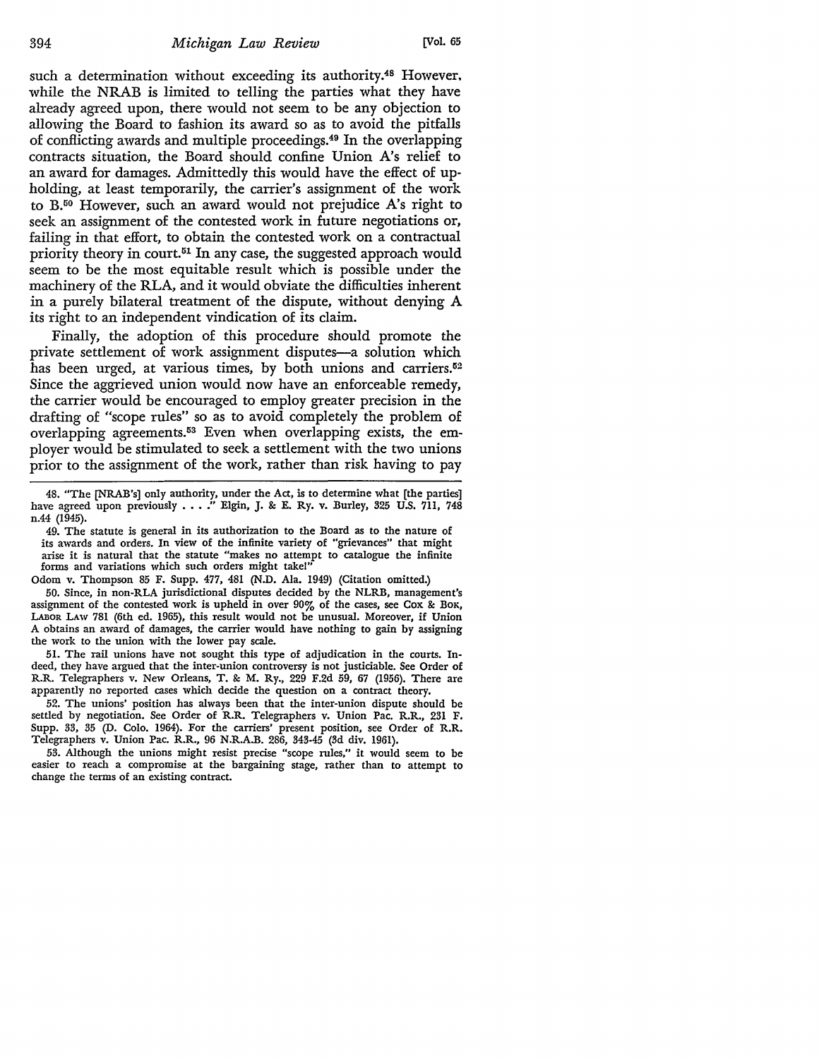such a determination without exceeding its authority.[48] However, while the NRAB is limited to telling the parties what they have already agreed upon, there would not seem to be any objection to allowing the Board to fashion its award so as to avoid the pitfalls of conflicting awards and multiple proceedings.[49] In the overlapping contracts situation, the Board should confine Union A's relief to an award for damages. Admittedly this would have the effect of upholding, at least temporarily, the carrier's assignment of the work to B.[50] However, such an award would not prejudice A's right to seek an assignment of the contested work in future negotiations or, failing in that effort, to obtain the contested work on a contractual priority theory in court.[51] In any case, the suggested approach would seem to be the most equitable result which is possible under the machinery of the RLA, and it would obviate the difficulties inherent in a purely bilateral treatment of the dispute, without denying A its right to an independent vindication of its claim.

Finally, the adoption of this procedure should promote the private settlement of work assignment disputes—a solution which has been urged, at various times, by both unions and carriers.[52] Since the aggrieved union would now have an enforceable remedy, the carrier would be encouraged to employ greater precision in the drafting of "scope rules" so as to avoid completely the problem of overlapping agreements.[53] Even when overlapping exists, the employer would be stimulated to seek a settlement with the two unions prior to the assignment of the work, rather than risk having to pay

---

48. "The [NRAB's] only authority, under the Act, is to determine what [the parties] have agreed upon previously . . . ." Elgin, J. & E. Ry. v. Burley, 325 U.S. 711, 748 n.44 (1945).

49. The statute is general in its authorization to the Board as to the nature of its awards and orders. In view of the infinite variety of "grievances" that might arise it is natural that the statute "makes no attempt to catalogue the infinite forms and variations which such orders might take!"

Odom v. Thompson 85 F. Supp. 477, 481 (N.D. Ala. 1949) (Citation omitted.)

50. Since, in non-RLA jurisdictional disputes decided by the NLRB, management's assignment of the contested work is upheld in over 90% of the cases, see COX & BOK, LABOR LAW 781 (6th ed. 1965), this result would not be unusual. Moreover, if Union A obtains an award of damages, the carrier would have nothing to gain by assigning the work to the union with the lower pay scale.

51. The rail unions have not sought this type of adjudication in the courts. Indeed, they have argued that the inter-union controversy is not justiciable. See Order of R.R. Telegraphers v. New Orleans, T. & M. Ry., 229 F.2d 59, 67 (1956). There are apparently no reported cases which decide the question on a contract theory.

52. The unions' position has always been that the inter-union dispute should be settled by negotiation. See Order of R.R. Telegraphers v. Union Pac. R.R., 231 F. Supp. 33, 35 (D. Colo. 1964). For the carriers' present position, see Order of R.R. Telegraphers v. Union Pac. R.R., 96 N.R.A.B. 286, 343-45 (3d div. 1961).

53. Although the unions might resist precise "scope rules," it would seem to be easier to reach a compromise at the bargaining stage, rather than to attempt to change the terms of an existing contract.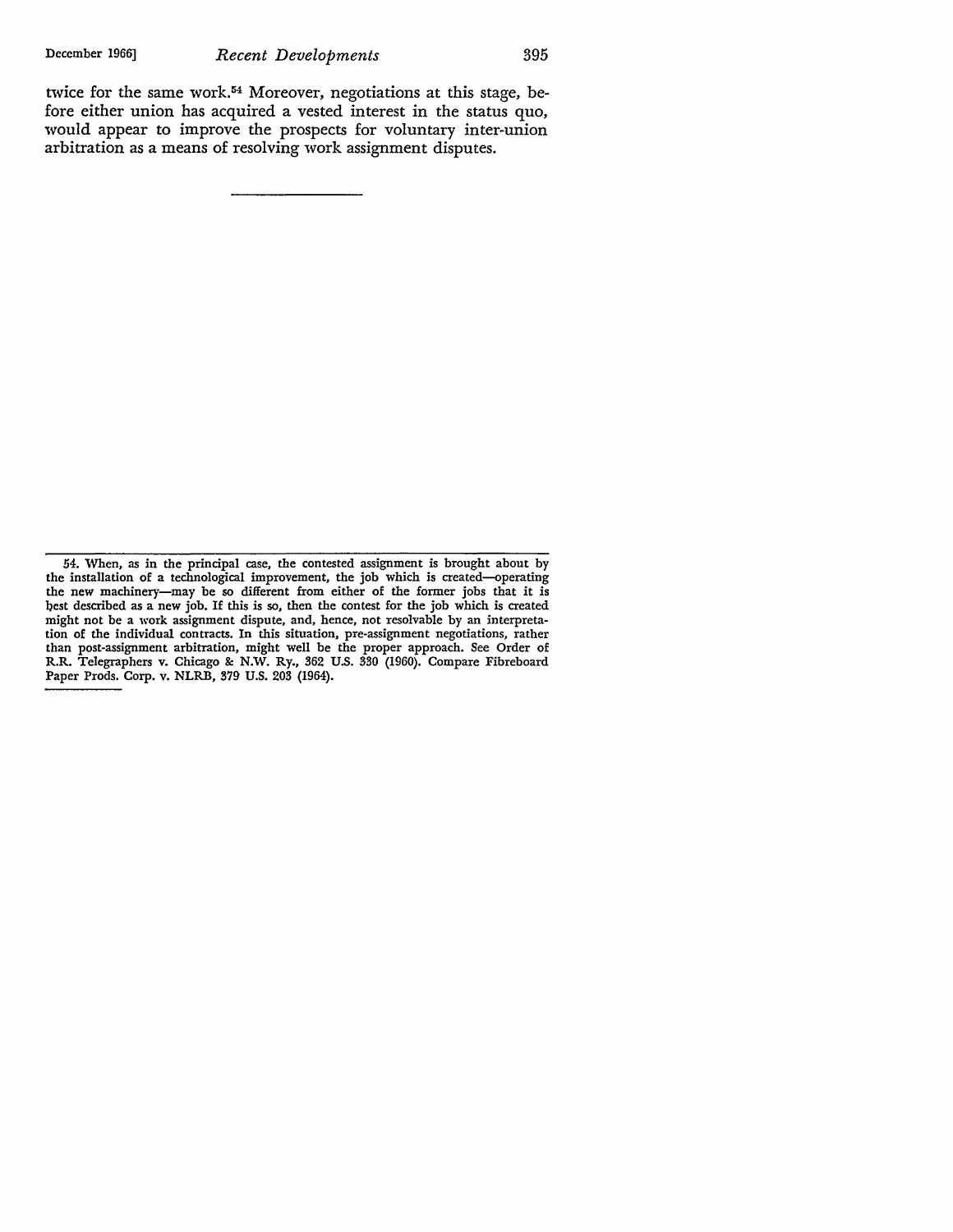twice for the same work.[54] Moreover, negotiations at this stage, before either union has acquired a vested interest in the status quo, would appear to improve the prospects for voluntary inter-union arbitration as a means of resolving work assignment disputes.

---

54. When, as in the principal case, the contested assignment is brought about by the installation of a technological improvement, the job which is created—operating the new machinery—may be so different from either of the former jobs that it is best described as a new job. If this is so, then the contest for the job which is created might not be a work assignment dispute, and, hence, not resolvable by an interpretation of the individual contracts. In this situation, pre-assignment negotiations, rather than post-assignment arbitration, might well be the proper approach. See Order of R.R. Telegraphers v. Chicago & N.W. Ry., 362 U.S. 330 (1960). Compare Fibreboard Paper Prods. Corp. v. NLRB, 379 U.S. 203 (1964).